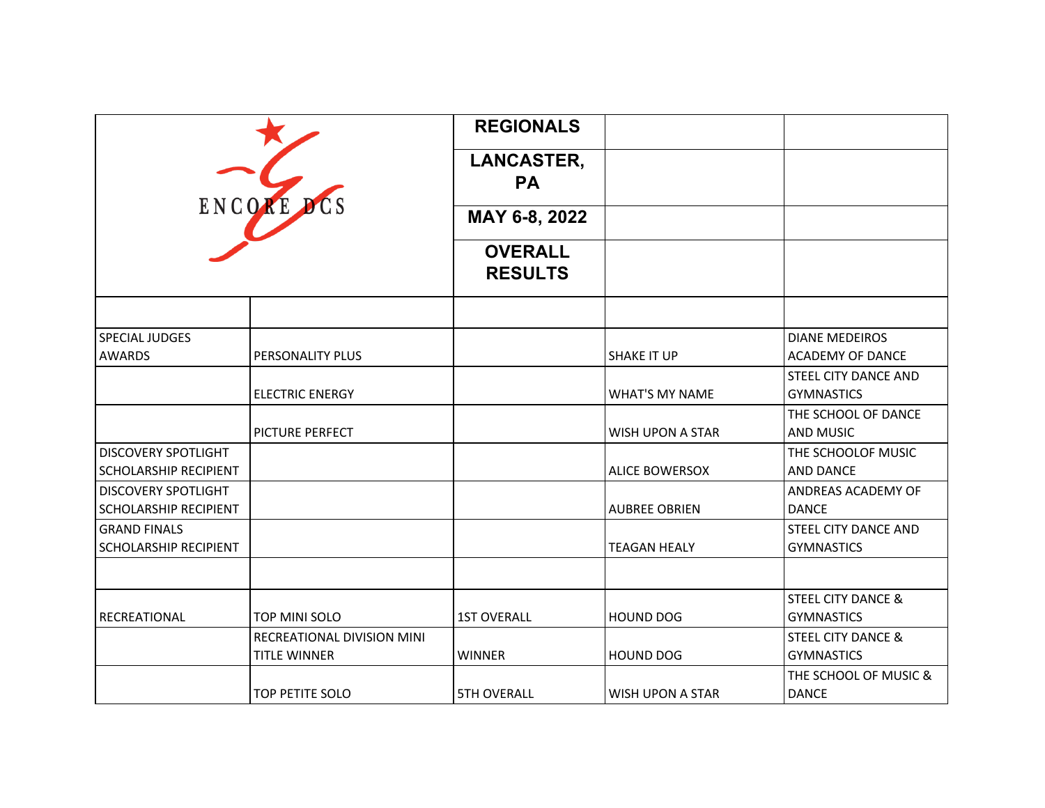| ENCORE DCS | | REGIONALS | | |
|---|---|---|---|---|
| | | LANCASTER, PA | | |
| | | MAY 6-8, 2022 | | |
| | | OVERALL RESULTS | | |
| | | | | |
| SPECIAL JUDGES AWARDS | PERSONALITY PLUS | | SHAKE IT UP | DIANE MEDEIROS ACADEMY OF DANCE |
| | ELECTRIC ENERGY | | WHAT'S MY NAME | STEEL CITY DANCE AND GYMNASTICS |
| | PICTURE PERFECT | | WISH UPON A STAR | THE SCHOOL OF DANCE AND MUSIC |
| DISCOVERY SPOTLIGHT SCHOLARSHIP RECIPIENT | | | ALICE BOWERSOX | THE SCHOOLOF MUSIC AND DANCE |
| DISCOVERY SPOTLIGHT SCHOLARSHIP RECIPIENT | | | AUBREE OBRIEN | ANDREAS ACADEMY OF DANCE |
| GRAND FINALS SCHOLARSHIP RECIPIENT | | | TEAGAN HEALY | STEEL CITY DANCE AND GYMNASTICS |
| | | | | |
| RECREATIONAL | TOP MINI SOLO | 1ST OVERALL | HOUND DOG | STEEL CITY DANCE & GYMNASTICS |
| | RECREATIONAL DIVISION MINI TITLE WINNER | WINNER | HOUND DOG | STEEL CITY DANCE & GYMNASTICS |
| | TOP PETITE SOLO | 5TH OVERALL | WISH UPON A STAR | THE SCHOOL OF MUSIC & DANCE |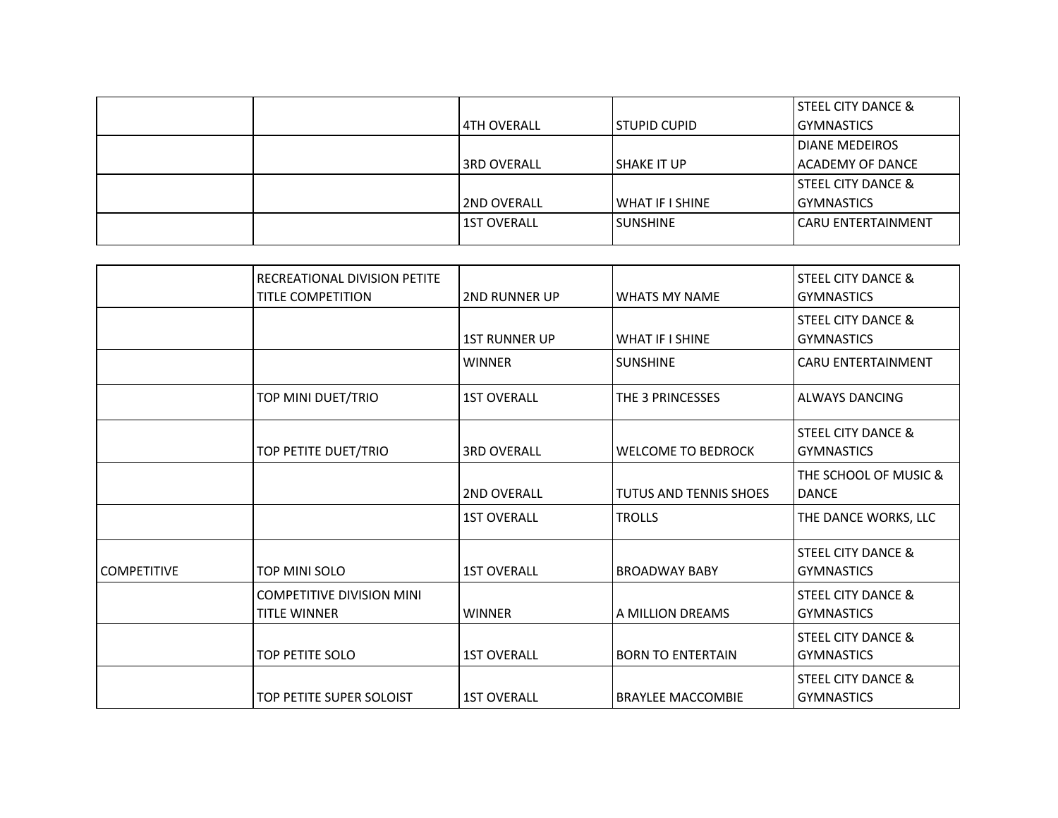| | | | | |
|---|---|---|---|---|
| | | 4TH OVERALL | STUPID CUPID | STEEL CITY DANCE & GYMNASTICS |
| | | 3RD OVERALL | SHAKE IT UP | DIANE MEDEIROS ACADEMY OF DANCE |
| | | 2ND OVERALL | WHAT IF I SHINE | STEEL CITY DANCE & GYMNASTICS |
| | | 1ST OVERALL | SUNSHINE | CARU ENTERTAINMENT |

| | | | | |
|---|---|---|---|---|
| | RECREATIONAL DIVISION PETITE TITLE COMPETITION | 2ND RUNNER UP | WHATS MY NAME | STEEL CITY DANCE & GYMNASTICS |
| | | 1ST RUNNER UP | WHAT IF I SHINE | STEEL CITY DANCE & GYMNASTICS |
| | | WINNER | SUNSHINE | CARU ENTERTAINMENT |
| | TOP MINI DUET/TRIO | 1ST OVERALL | THE 3 PRINCESSES | ALWAYS DANCING |
| | TOP PETITE DUET/TRIO | 3RD OVERALL | WELCOME TO BEDROCK | STEEL CITY DANCE & GYMNASTICS |
| | | 2ND OVERALL | TUTUS AND TENNIS SHOES | THE SCHOOL OF MUSIC & DANCE |
| | | 1ST OVERALL | TROLLS | THE DANCE WORKS, LLC |
| COMPETITIVE | TOP MINI SOLO | 1ST OVERALL | BROADWAY BABY | STEEL CITY DANCE & GYMNASTICS |
| | COMPETITIVE DIVISION MINI TITLE WINNER | WINNER | A MILLION DREAMS | STEEL CITY DANCE & GYMNASTICS |
| | TOP PETITE SOLO | 1ST OVERALL | BORN TO ENTERTAIN | STEEL CITY DANCE & GYMNASTICS |
| | TOP PETITE SUPER SOLOIST | 1ST OVERALL | BRAYLEE MACCOMBIE | STEEL CITY DANCE & GYMNASTICS |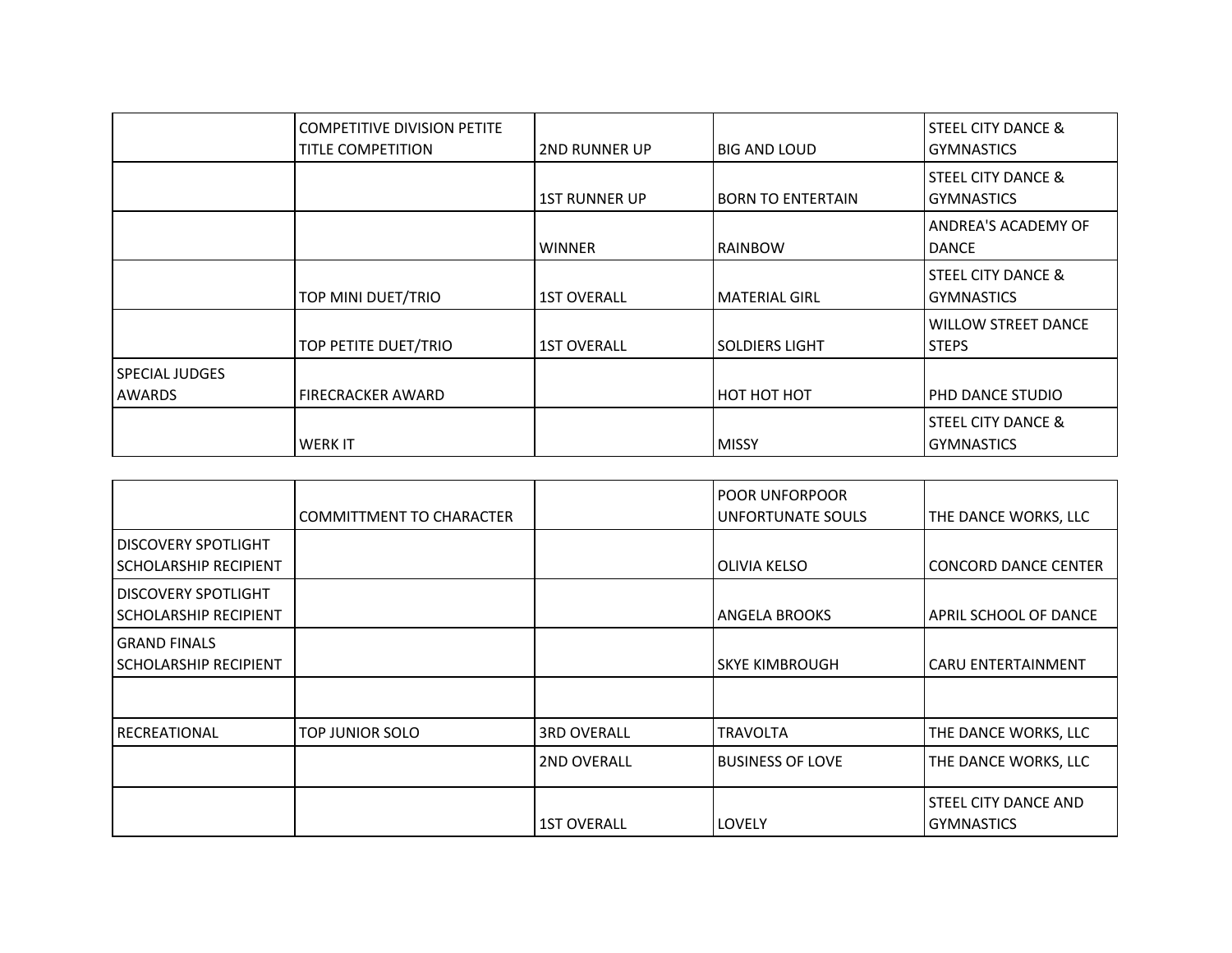| | | | | |
|---|---|---|---|---|
| | COMPETITIVE DIVISION PETITE TITLE COMPETITION | 2ND RUNNER UP | BIG AND LOUD | STEEL CITY DANCE & GYMNASTICS |
| | | 1ST RUNNER UP | BORN TO ENTERTAIN | STEEL CITY DANCE & GYMNASTICS |
| | | WINNER | RAINBOW | ANDREA'S ACADEMY OF DANCE |
| | TOP MINI DUET/TRIO | 1ST OVERALL | MATERIAL GIRL | STEEL CITY DANCE & GYMNASTICS |
| | TOP PETITE DUET/TRIO | 1ST OVERALL | SOLDIERS LIGHT | WILLOW STREET DANCE STEPS |
| SPECIAL JUDGES AWARDS | FIRECRACKER AWARD | | HOT HOT HOT | PHD DANCE STUDIO |
| | WERK IT | | MISSY | STEEL CITY DANCE & GYMNASTICS |
| | COMMITTMENT TO CHARACTER | | POOR UNFORPOOR UNFORTUNATE SOULS | THE DANCE WORKS, LLC |
| DISCOVERY SPOTLIGHT SCHOLARSHIP RECIPIENT | | | OLIVIA KELSO | CONCORD DANCE CENTER |
| DISCOVERY SPOTLIGHT SCHOLARSHIP RECIPIENT | | | ANGELA BROOKS | APRIL SCHOOL OF DANCE |
| GRAND FINALS SCHOLARSHIP RECIPIENT | | | SKYE KIMBROUGH | CARU ENTERTAINMENT |
| | | | | |
| RECREATIONAL | TOP JUNIOR SOLO | 3RD OVERALL | TRAVOLTA | THE DANCE WORKS, LLC |
| | | 2ND OVERALL | BUSINESS OF LOVE | THE DANCE WORKS, LLC |
| | | 1ST OVERALL | LOVELY | STEEL CITY DANCE AND GYMNASTICS |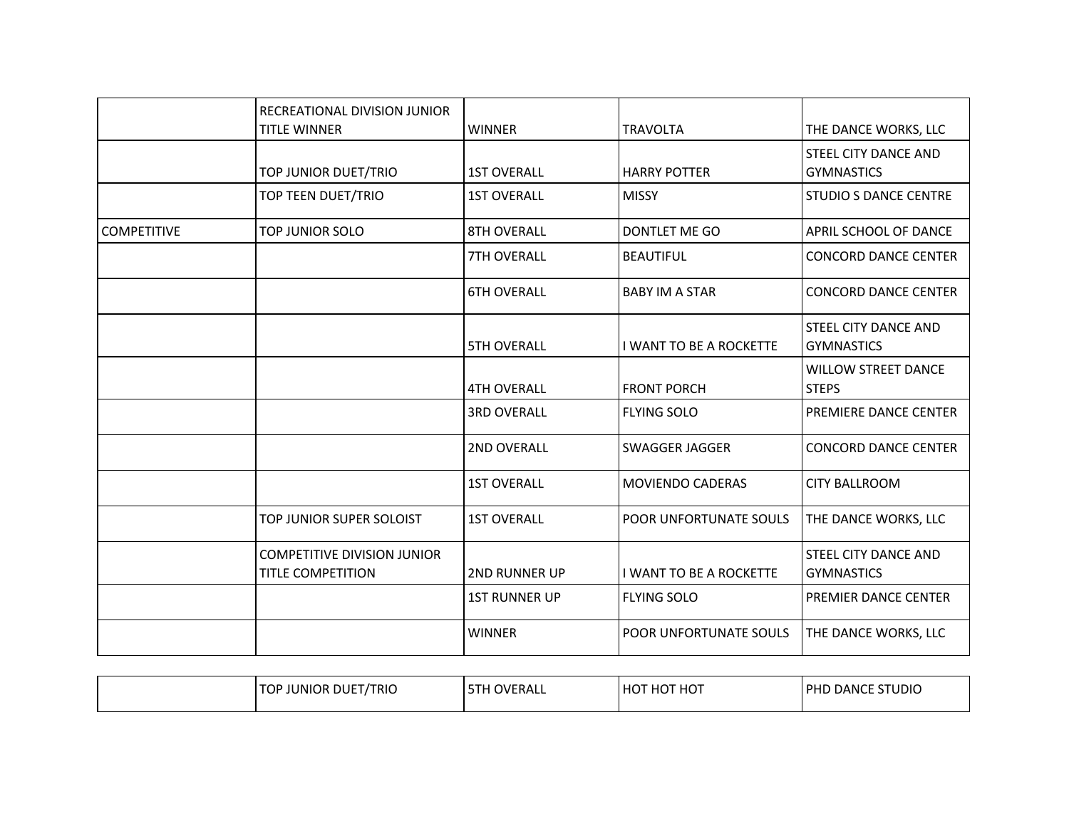| | | | | |
|---|---|---|---|---|
| | RECREATIONAL DIVISION JUNIOR TITLE WINNER | WINNER | TRAVOLTA | THE DANCE WORKS, LLC |
| | TOP JUNIOR DUET/TRIO | 1ST OVERALL | HARRY POTTER | STEEL CITY DANCE AND GYMNASTICS |
| | TOP TEEN DUET/TRIO | 1ST OVERALL | MISSY | STUDIO S DANCE CENTRE |
| COMPETITIVE | TOP JUNIOR SOLO | 8TH OVERALL | DONTLET ME GO | APRIL SCHOOL OF DANCE |
| | | 7TH OVERALL | BEAUTIFUL | CONCORD DANCE CENTER |
| | | 6TH OVERALL | BABY IM A STAR | CONCORD DANCE CENTER |
| | | 5TH OVERALL | I WANT TO BE A ROCKETTE | STEEL CITY DANCE AND GYMNASTICS |
| | | 4TH OVERALL | FRONT PORCH | WILLOW STREET DANCE STEPS |
| | | 3RD OVERALL | FLYING SOLO | PREMIERE DANCE CENTER |
| | | 2ND OVERALL | SWAGGER JAGGER | CONCORD DANCE CENTER |
| | | 1ST OVERALL | MOVIENDO CADERAS | CITY BALLROOM |
| | TOP JUNIOR SUPER SOLOIST | 1ST OVERALL | POOR UNFORTUNATE SOULS | THE DANCE WORKS, LLC |
| | COMPETITIVE DIVISION JUNIOR TITLE COMPETITION | 2ND RUNNER UP | I WANT TO BE A ROCKETTE | STEEL CITY DANCE AND GYMNASTICS |
| | | 1ST RUNNER UP | FLYING SOLO | PREMIER DANCE CENTER |
| | | WINNER | POOR UNFORTUNATE SOULS | THE DANCE WORKS, LLC |
| | TOP JUNIOR DUET/TRIO | 5TH OVERALL | HOT HOT HOT | PHD DANCE STUDIO |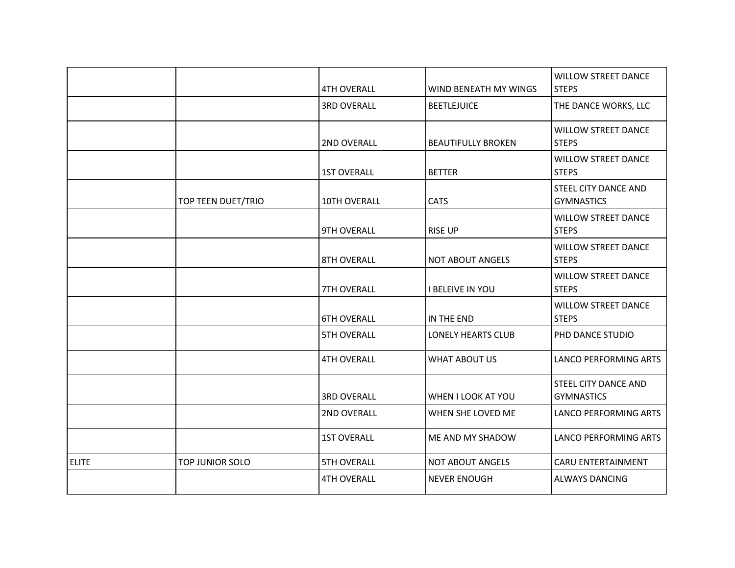| | | | | |
|---|---|---|---|---|
| | | 4TH OVERALL | WIND BENEATH MY WINGS | WILLOW STREET DANCE STEPS |
| | | 3RD OVERALL | BEETLEJUICE | THE DANCE WORKS, LLC |
| | | 2ND OVERALL | BEAUTIFULLY BROKEN | WILLOW STREET DANCE STEPS |
| | | 1ST OVERALL | BETTER | WILLOW STREET DANCE STEPS |
| | TOP TEEN DUET/TRIO | 10TH OVERALL | CATS | STEEL CITY DANCE AND GYMNASTICS |
| | | 9TH OVERALL | RISE UP | WILLOW STREET DANCE STEPS |
| | | 8TH OVERALL | NOT ABOUT ANGELS | WILLOW STREET DANCE STEPS |
| | | 7TH OVERALL | I BELEIVE IN YOU | WILLOW STREET DANCE STEPS |
| | | 6TH OVERALL | IN THE END | WILLOW STREET DANCE STEPS |
| | | 5TH OVERALL | LONELY HEARTS CLUB | PHD DANCE STUDIO |
| | | 4TH OVERALL | WHAT ABOUT US | LANCO PERFORMING ARTS |
| | | 3RD OVERALL | WHEN I LOOK AT YOU | STEEL CITY DANCE AND GYMNASTICS |
| | | 2ND OVERALL | WHEN SHE LOVED ME | LANCO PERFORMING ARTS |
| | | 1ST OVERALL | ME AND MY SHADOW | LANCO PERFORMING ARTS |
| ELITE | TOP JUNIOR SOLO | 5TH OVERALL | NOT ABOUT ANGELS | CARU ENTERTAINMENT |
| | | 4TH OVERALL | NEVER ENOUGH | ALWAYS DANCING |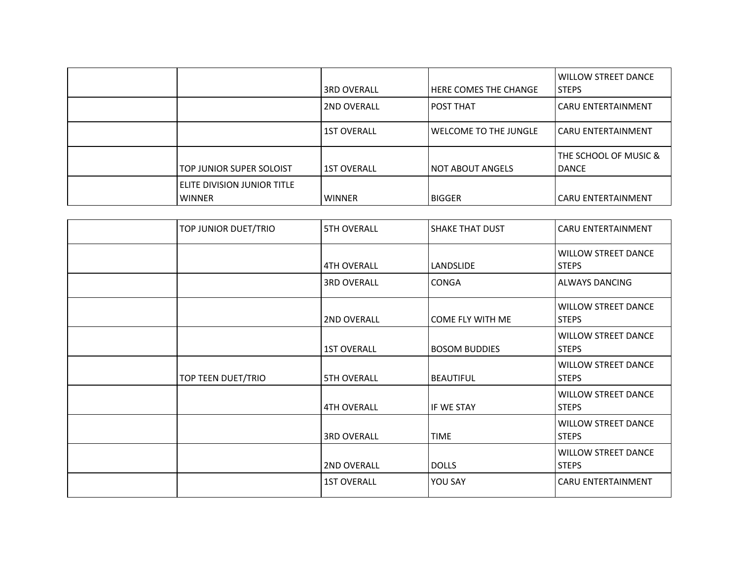| | | | | |
|---|---|---|---|---|
| | | 3RD OVERALL | HERE COMES THE CHANGE | WILLOW STREET DANCE STEPS |
| | | 2ND OVERALL | POST THAT | CARU ENTERTAINMENT |
| | | 1ST OVERALL | WELCOME TO THE JUNGLE | CARU ENTERTAINMENT |
| | TOP JUNIOR SUPER SOLOIST | 1ST OVERALL | NOT ABOUT ANGELS | THE SCHOOL OF MUSIC & DANCE |
| | ELITE DIVISION JUNIOR TITLE WINNER | WINNER | BIGGER | CARU ENTERTAINMENT |

| | | | | |
|---|---|---|---|---|
| | TOP JUNIOR DUET/TRIO | 5TH OVERALL | SHAKE THAT DUST | CARU ENTERTAINMENT |
| | | 4TH OVERALL | LANDSLIDE | WILLOW STREET DANCE STEPS |
| | | 3RD OVERALL | CONGA | ALWAYS DANCING |
| | | 2ND OVERALL | COME FLY WITH ME | WILLOW STREET DANCE STEPS |
| | | 1ST OVERALL | BOSOM BUDDIES | WILLOW STREET DANCE STEPS |
| | TOP TEEN DUET/TRIO | 5TH OVERALL | BEAUTIFUL | WILLOW STREET DANCE STEPS |
| | | 4TH OVERALL | IF WE STAY | WILLOW STREET DANCE STEPS |
| | | 3RD OVERALL | TIME | WILLOW STREET DANCE STEPS |
| | | 2ND OVERALL | DOLLS | WILLOW STREET DANCE STEPS |
| | | 1ST OVERALL | YOU SAY | CARU ENTERTAINMENT |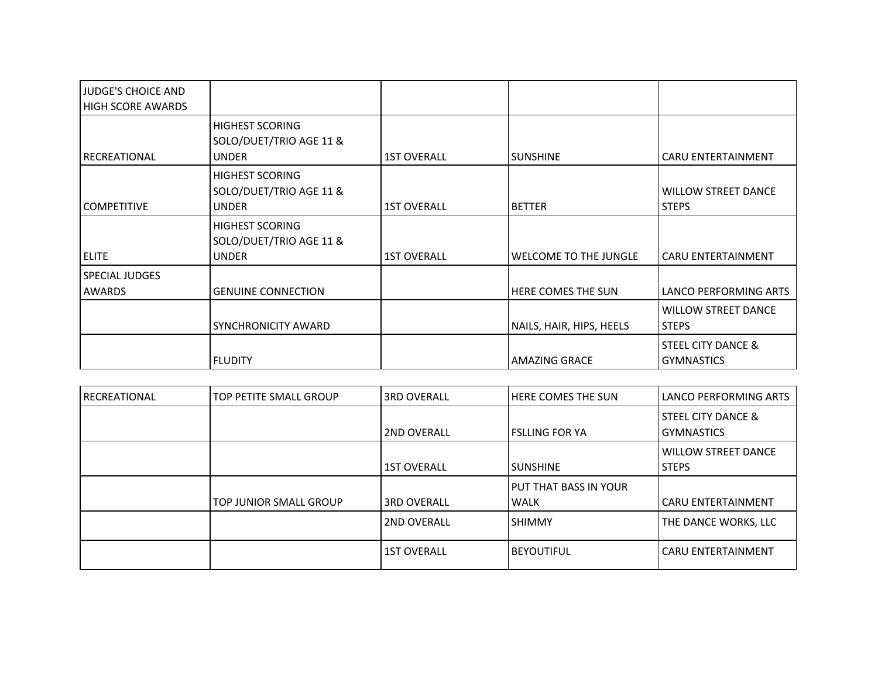| JUDGE'S CHOICE AND HIGH SCORE AWARDS | | | | |
|---|---|---|---|---|
| RECREATIONAL | HIGHEST SCORING SOLO/DUET/TRIO AGE 11 & UNDER | 1ST OVERALL | SUNSHINE | CARU ENTERTAINMENT |
| COMPETITIVE | HIGHEST SCORING SOLO/DUET/TRIO AGE 11 & UNDER | 1ST OVERALL | BETTER | WILLOW STREET DANCE STEPS |
| ELITE | HIGHEST SCORING SOLO/DUET/TRIO AGE 11 & UNDER | 1ST OVERALL | WELCOME TO THE JUNGLE | CARU ENTERTAINMENT |
| SPECIAL JUDGES AWARDS | GENUINE CONNECTION | | HERE COMES THE SUN | LANCO PERFORMING ARTS |
| | SYNCHRONICITY AWARD | | NAILS, HAIR, HIPS, HEELS | WILLOW STREET DANCE STEPS |
| | FLUDITY | | AMAZING GRACE | STEEL CITY DANCE & GYMNASTICS |

| RECREATIONAL | TOP PETITE SMALL GROUP | 3RD OVERALL | HERE COMES THE SUN | LANCO PERFORMING ARTS |
|---|---|---|---|---|
| | | 2ND OVERALL | FSLLING FOR YA | STEEL CITY DANCE & GYMNASTICS |
| | | 1ST OVERALL | SUNSHINE | WILLOW STREET DANCE STEPS |
| | TOP JUNIOR SMALL GROUP | 3RD OVERALL | PUT THAT BASS IN YOUR WALK | CARU ENTERTAINMENT |
| | | 2ND OVERALL | SHIMMY | THE DANCE WORKS, LLC |
| | | 1ST OVERALL | BEYOUTIFUL | CARU ENTERTAINMENT |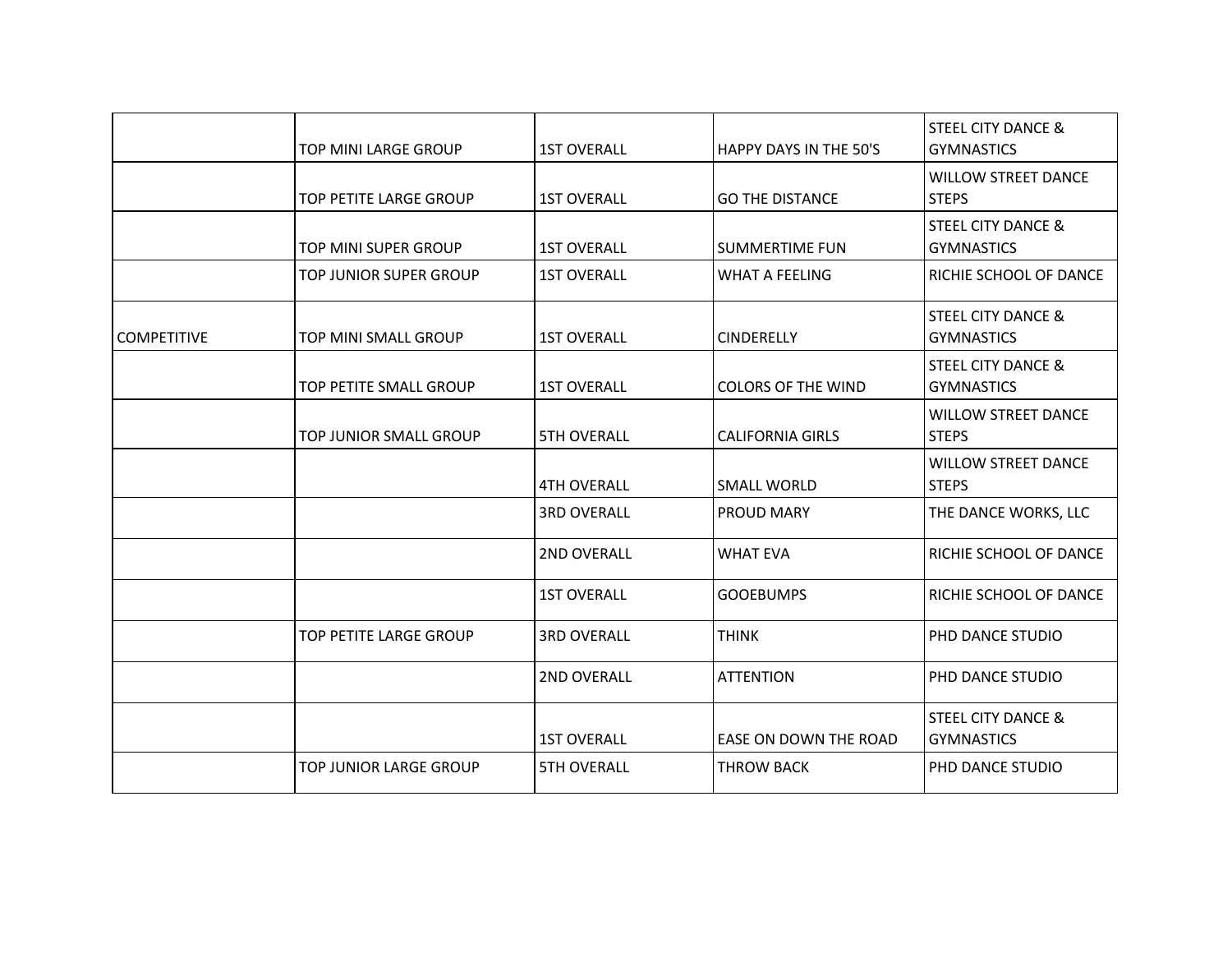|  |  |  |  |  |
|---|---|---|---|---|
|  | TOP MINI LARGE GROUP | 1ST OVERALL | HAPPY DAYS IN THE 50'S | STEEL CITY DANCE & GYMNASTICS |
|  | TOP PETITE LARGE GROUP | 1ST OVERALL | GO THE DISTANCE | WILLOW STREET DANCE STEPS |
|  | TOP MINI SUPER GROUP | 1ST OVERALL | SUMMERTIME FUN | STEEL CITY DANCE & GYMNASTICS |
|  | TOP JUNIOR SUPER GROUP | 1ST OVERALL | WHAT A FEELING | RICHIE SCHOOL OF DANCE |
| COMPETITIVE | TOP MINI SMALL GROUP | 1ST OVERALL | CINDERELLY | STEEL CITY DANCE & GYMNASTICS |
|  | TOP PETITE SMALL GROUP | 1ST OVERALL | COLORS OF THE WIND | STEEL CITY DANCE & GYMNASTICS |
|  | TOP JUNIOR SMALL GROUP | 5TH OVERALL | CALIFORNIA GIRLS | WILLOW STREET DANCE STEPS |
|  |  | 4TH OVERALL | SMALL WORLD | WILLOW STREET DANCE STEPS |
|  |  | 3RD OVERALL | PROUD MARY | THE DANCE WORKS, LLC |
|  |  | 2ND OVERALL | WHAT EVA | RICHIE SCHOOL OF DANCE |
|  |  | 1ST OVERALL | GOOEBUMPS | RICHIE SCHOOL OF DANCE |
|  | TOP PETITE LARGE GROUP | 3RD OVERALL | THINK | PHD DANCE STUDIO |
|  |  | 2ND OVERALL | ATTENTION | PHD DANCE STUDIO |
|  |  | 1ST OVERALL | EASE ON DOWN THE ROAD | STEEL CITY DANCE & GYMNASTICS |
|  | TOP JUNIOR LARGE GROUP | 5TH OVERALL | THROW BACK | PHD DANCE STUDIO |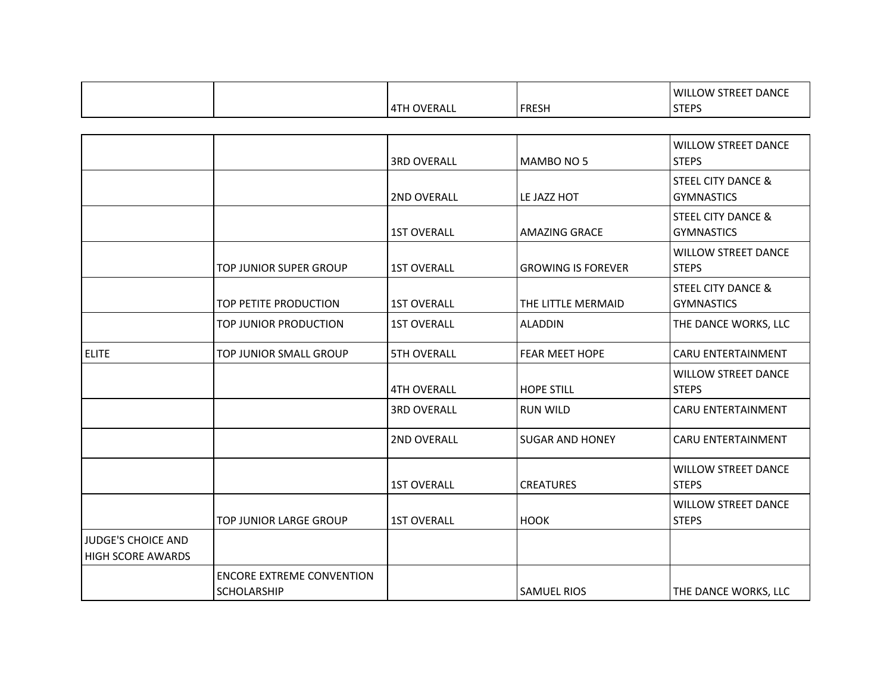| | | | | |
|---|---|---|---|---|
| | | 4TH OVERALL | FRESH | WILLOW STREET DANCE STEPS |
| | | 3RD OVERALL | MAMBO NO 5 | WILLOW STREET DANCE STEPS |
| | | 2ND OVERALL | LE JAZZ HOT | STEEL CITY DANCE & GYMNASTICS |
| | | 1ST OVERALL | AMAZING GRACE | STEEL CITY DANCE & GYMNASTICS |
| | TOP JUNIOR SUPER GROUP | 1ST OVERALL | GROWING IS FOREVER | WILLOW STREET DANCE STEPS |
| | TOP PETITE PRODUCTION | 1ST OVERALL | THE LITTLE MERMAID | STEEL CITY DANCE & GYMNASTICS |
| | TOP JUNIOR PRODUCTION | 1ST OVERALL | ALADDIN | THE DANCE WORKS, LLC |
| ELITE | TOP JUNIOR SMALL GROUP | 5TH OVERALL | FEAR MEET HOPE | CARU ENTERTAINMENT |
| | | 4TH OVERALL | HOPE STILL | WILLOW STREET DANCE STEPS |
| | | 3RD OVERALL | RUN WILD | CARU ENTERTAINMENT |
| | | 2ND OVERALL | SUGAR AND HONEY | CARU ENTERTAINMENT |
| | | 1ST OVERALL | CREATURES | WILLOW STREET DANCE STEPS |
| | TOP JUNIOR LARGE GROUP | 1ST OVERALL | HOOK | WILLOW STREET DANCE STEPS |
| JUDGE'S CHOICE AND HIGH SCORE AWARDS | | | | |
| | ENCORE EXTREME CONVENTION SCHOLARSHIP | | SAMUEL RIOS | THE DANCE WORKS, LLC |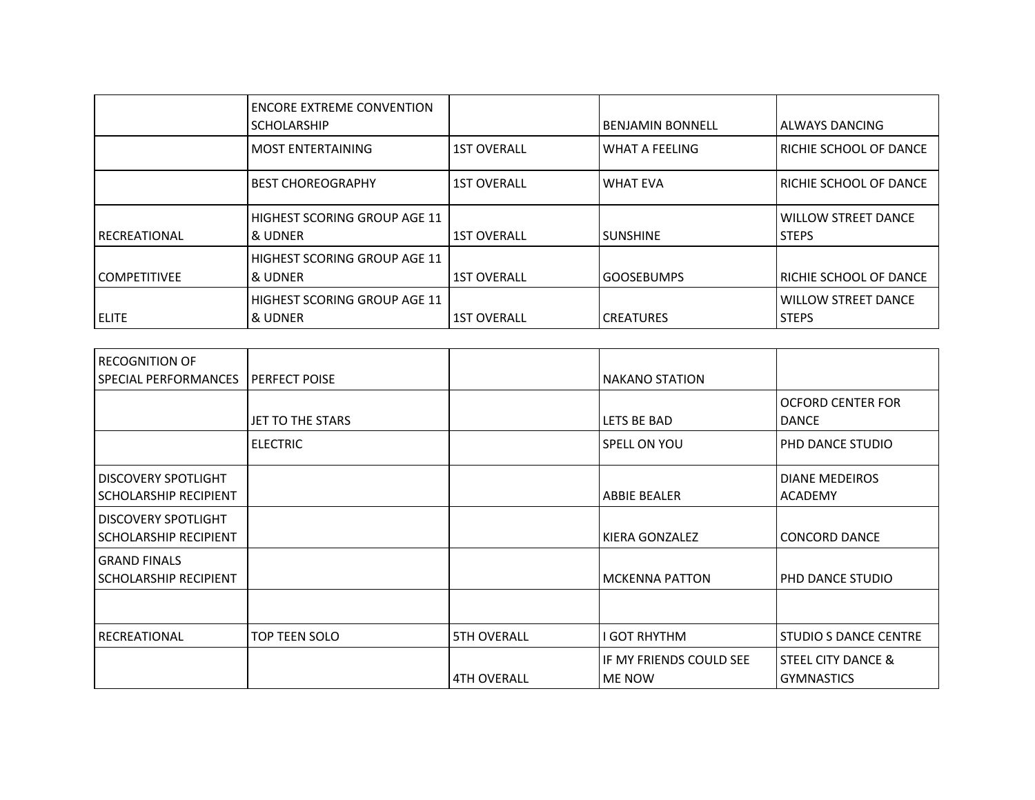| | | | | |
|---|---|---|---|---|
| | ENCORE EXTREME CONVENTION SCHOLARSHIP | | BENJAMIN BONNELL | ALWAYS DANCING |
| | MOST ENTERTAINING | 1ST OVERALL | WHAT A FEELING | RICHIE SCHOOL OF DANCE |
| | BEST CHOREOGRAPHY | 1ST OVERALL | WHAT EVA | RICHIE SCHOOL OF DANCE |
| RECREATIONAL | HIGHEST SCORING GROUP AGE 11 & UDNER | 1ST OVERALL | SUNSHINE | WILLOW STREET DANCE STEPS |
| COMPETITIVEE | HIGHEST SCORING GROUP AGE 11 & UDNER | 1ST OVERALL | GOOSEBUMPS | RICHIE SCHOOL OF DANCE |
| ELITE | HIGHEST SCORING GROUP AGE 11 & UDNER | 1ST OVERALL | CREATURES | WILLOW STREET DANCE STEPS |

| | | | | |
|---|---|---|---|---|
| RECOGNITION OF SPECIAL PERFORMANCES | PERFECT POISE | | NAKANO STATION | |
| | JET TO THE STARS | | LETS BE BAD | OCFORD CENTER FOR DANCE |
| | ELECTRIC | | SPELL ON YOU | PHD DANCE STUDIO |
| DISCOVERY SPOTLIGHT SCHOLARSHIP RECIPIENT | | | ABBIE BEALER | DIANE MEDEIROS ACADEMY |
| DISCOVERY SPOTLIGHT SCHOLARSHIP RECIPIENT | | | KIERA GONZALEZ | CONCORD DANCE |
| GRAND FINALS SCHOLARSHIP RECIPIENT | | | MCKENNA PATTON | PHD DANCE STUDIO |
| | | | | |
| RECREATIONAL | TOP TEEN SOLO | 5TH OVERALL | I GOT RHYTHM | STUDIO S DANCE CENTRE |
| | | 4TH OVERALL | IF MY FRIENDS COULD SEE ME NOW | STEEL CITY DANCE & GYMNASTICS |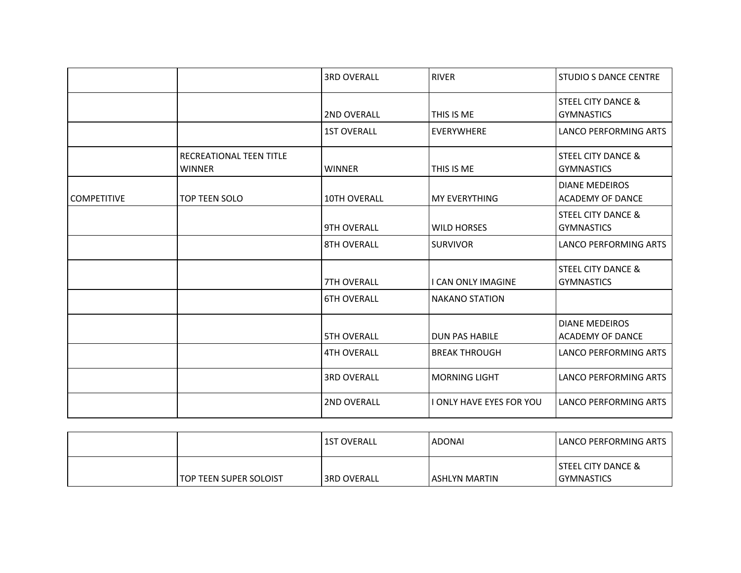| | | | | |
|---|---|---|---|---|
| | | 3RD OVERALL | RIVER | STUDIO S DANCE CENTRE |
| | | 2ND OVERALL | THIS IS ME | STEEL CITY DANCE & GYMNASTICS |
| | | 1ST OVERALL | EVERYWHERE | LANCO PERFORMING ARTS |
| | RECREATIONAL TEEN TITLE WINNER | WINNER | THIS IS ME | STEEL CITY DANCE & GYMNASTICS |
| COMPETITIVE | TOP TEEN SOLO | 10TH OVERALL | MY EVERYTHING | DIANE MEDEIROS ACADEMY OF DANCE |
| | | 9TH OVERALL | WILD HORSES | STEEL CITY DANCE & GYMNASTICS |
| | | 8TH OVERALL | SURVIVOR | LANCO PERFORMING ARTS |
| | | 7TH OVERALL | I CAN ONLY IMAGINE | STEEL CITY DANCE & GYMNASTICS |
| | | 6TH OVERALL | NAKANO STATION | |
| | | 5TH OVERALL | DUN PAS HABILE | DIANE MEDEIROS ACADEMY OF DANCE |
| | | 4TH OVERALL | BREAK THROUGH | LANCO PERFORMING ARTS |
| | | 3RD OVERALL | MORNING LIGHT | LANCO PERFORMING ARTS |
| | | 2ND OVERALL | I ONLY HAVE EYES FOR YOU | LANCO PERFORMING ARTS |
| | | 1ST OVERALL | ADONAI | LANCO PERFORMING ARTS |
| | TOP TEEN SUPER SOLOIST | 3RD OVERALL | ASHLYN MARTIN | STEEL CITY DANCE & GYMNASTICS |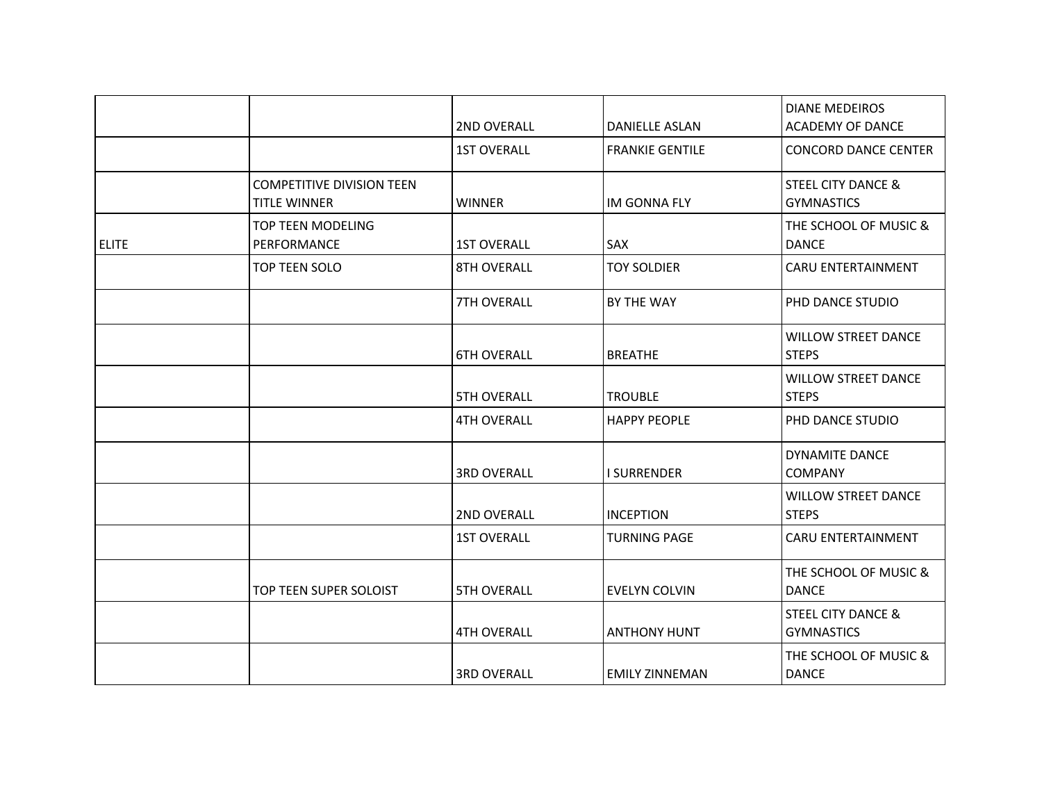| | | | | |
|---|---|---|---|---|
| | | 2ND OVERALL | DANIELLE ASLAN | DIANE MEDEIROS ACADEMY OF DANCE |
| | | 1ST OVERALL | FRANKIE GENTILE | CONCORD DANCE CENTER |
| | COMPETITIVE DIVISION TEEN TITLE WINNER | WINNER | IM GONNA FLY | STEEL CITY DANCE & GYMNASTICS |
| ELITE | TOP TEEN MODELING PERFORMANCE | 1ST OVERALL | SAX | THE SCHOOL OF MUSIC & DANCE |
| | TOP TEEN SOLO | 8TH OVERALL | TOY SOLDIER | CARU ENTERTAINMENT |
| | | 7TH OVERALL | BY THE WAY | PHD DANCE STUDIO |
| | | 6TH OVERALL | BREATHE | WILLOW STREET DANCE STEPS |
| | | 5TH OVERALL | TROUBLE | WILLOW STREET DANCE STEPS |
| | | 4TH OVERALL | HAPPY PEOPLE | PHD DANCE STUDIO |
| | | 3RD OVERALL | I SURRENDER | DYNAMITE DANCE COMPANY |
| | | 2ND OVERALL | INCEPTION | WILLOW STREET DANCE STEPS |
| | | 1ST OVERALL | TURNING PAGE | CARU ENTERTAINMENT |
| | TOP TEEN SUPER SOLOIST | 5TH OVERALL | EVELYN COLVIN | THE SCHOOL OF MUSIC & DANCE |
| | | 4TH OVERALL | ANTHONY HUNT | STEEL CITY DANCE & GYMNASTICS |
| | | 3RD OVERALL | EMILY ZINNEMAN | THE SCHOOL OF MUSIC & DANCE |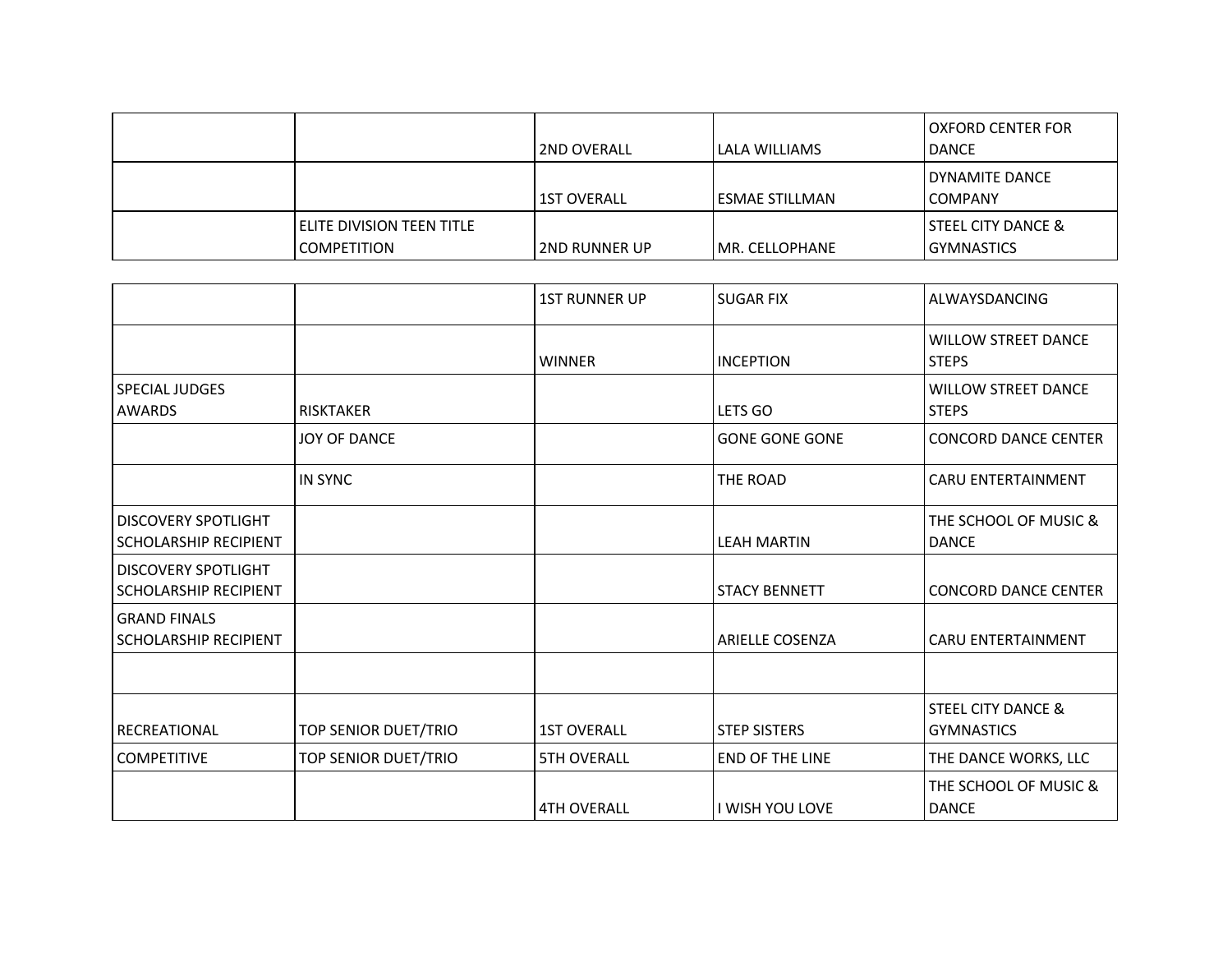| | | | | |
|---|---|---|---|---|
| | | 2ND OVERALL | LALA WILLIAMS | OXFORD CENTER FOR DANCE |
| | | 1ST OVERALL | ESMAE STILLMAN | DYNAMITE DANCE COMPANY |
| | ELITE DIVISION TEEN TITLE COMPETITION | 2ND RUNNER UP | MR. CELLOPHANE | STEEL CITY DANCE & GYMNASTICS |
| | | 1ST RUNNER UP | SUGAR FIX | ALWAYSDANCING |
| | | WINNER | INCEPTION | WILLOW STREET DANCE STEPS |
| SPECIAL JUDGES AWARDS | RISKTAKER | | LETS GO | WILLOW STREET DANCE STEPS |
| | JOY OF DANCE | | GONE GONE GONE | CONCORD DANCE CENTER |
| | IN SYNC | | THE ROAD | CARU ENTERTAINMENT |
| DISCOVERY SPOTLIGHT SCHOLARSHIP RECIPIENT | | | LEAH MARTIN | THE SCHOOL OF MUSIC & DANCE |
| DISCOVERY SPOTLIGHT SCHOLARSHIP RECIPIENT | | | STACY BENNETT | CONCORD DANCE CENTER |
| GRAND FINALS SCHOLARSHIP RECIPIENT | | | ARIELLE COSENZA | CARU ENTERTAINMENT |
| | | | | |
| RECREATIONAL | TOP SENIOR DUET/TRIO | 1ST OVERALL | STEP SISTERS | STEEL CITY DANCE & GYMNASTICS |
| COMPETITIVE | TOP SENIOR DUET/TRIO | 5TH OVERALL | END OF THE LINE | THE DANCE WORKS, LLC |
| | | 4TH OVERALL | I WISH YOU LOVE | THE SCHOOL OF MUSIC & DANCE |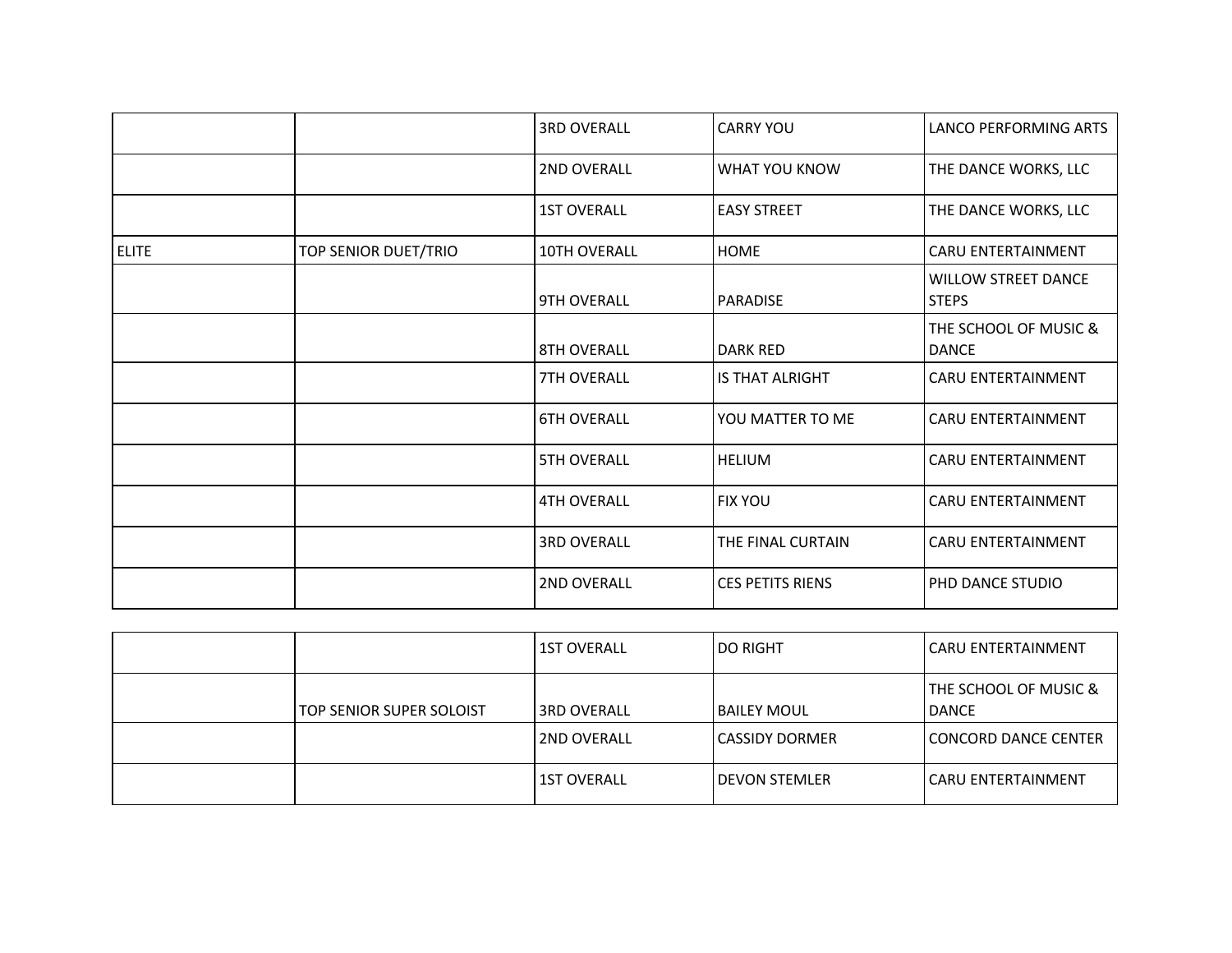| | | | | |
|---|---|---|---|---|
| | | 3RD OVERALL | CARRY YOU | LANCO PERFORMING ARTS |
| | | 2ND OVERALL | WHAT YOU KNOW | THE DANCE WORKS, LLC |
| | | 1ST OVERALL | EASY STREET | THE DANCE WORKS, LLC |
| ELITE | TOP SENIOR DUET/TRIO | 10TH OVERALL | HOME | CARU ENTERTAINMENT |
| | | 9TH OVERALL | PARADISE | WILLOW STREET DANCE STEPS |
| | | 8TH OVERALL | DARK RED | THE SCHOOL OF MUSIC & DANCE |
| | | 7TH OVERALL | IS THAT ALRIGHT | CARU ENTERTAINMENT |
| | | 6TH OVERALL | YOU MATTER TO ME | CARU ENTERTAINMENT |
| | | 5TH OVERALL | HELIUM | CARU ENTERTAINMENT |
| | | 4TH OVERALL | FIX YOU | CARU ENTERTAINMENT |
| | | 3RD OVERALL | THE FINAL CURTAIN | CARU ENTERTAINMENT |
| | | 2ND OVERALL | CES PETITS RIENS | PHD DANCE STUDIO |
| | | 1ST OVERALL | DO RIGHT | CARU ENTERTAINMENT |
| | TOP SENIOR SUPER SOLOIST | 3RD OVERALL | BAILEY MOUL | THE SCHOOL OF MUSIC & DANCE |
| | | 2ND OVERALL | CASSIDY DORMER | CONCORD DANCE CENTER |
| | | 1ST OVERALL | DEVON STEMLER | CARU ENTERTAINMENT |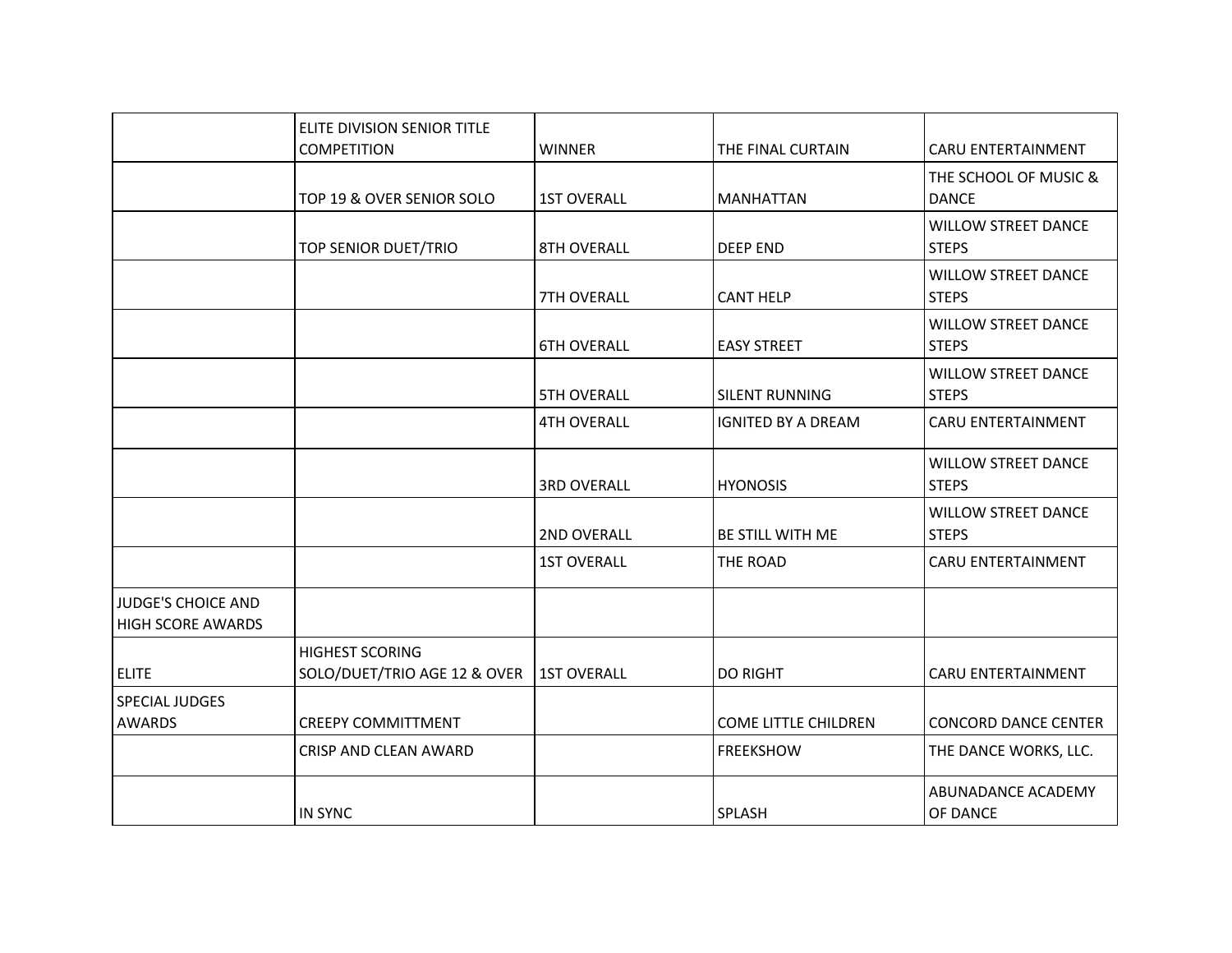| | | | | |
|---|---|---|---|---|
| | ELITE DIVISION SENIOR TITLE COMPETITION | WINNER | THE FINAL CURTAIN | CARU ENTERTAINMENT |
| | TOP 19 & OVER SENIOR SOLO | 1ST OVERALL | MANHATTAN | THE SCHOOL OF MUSIC & DANCE |
| | TOP SENIOR DUET/TRIO | 8TH OVERALL | DEEP END | WILLOW STREET DANCE STEPS |
| | | 7TH OVERALL | CANT HELP | WILLOW STREET DANCE STEPS |
| | | 6TH OVERALL | EASY STREET | WILLOW STREET DANCE STEPS |
| | | 5TH OVERALL | SILENT RUNNING | WILLOW STREET DANCE STEPS |
| | | 4TH OVERALL | IGNITED BY A DREAM | CARU ENTERTAINMENT |
| | | 3RD OVERALL | HYONOSIS | WILLOW STREET DANCE STEPS |
| | | 2ND OVERALL | BE STILL WITH ME | WILLOW STREET DANCE STEPS |
| | | 1ST OVERALL | THE ROAD | CARU ENTERTAINMENT |
| JUDGE'S CHOICE AND HIGH SCORE AWARDS | | | | |
| ELITE | HIGHEST SCORING SOLO/DUET/TRIO AGE 12 & OVER | 1ST OVERALL | DO RIGHT | CARU ENTERTAINMENT |
| SPECIAL JUDGES AWARDS | CREEPY COMMITTMENT | | COME LITTLE CHILDREN | CONCORD DANCE CENTER |
| | CRISP AND CLEAN AWARD | | FREEKSHOW | THE DANCE WORKS, LLC. |
| | IN SYNC | | SPLASH | ABUNADANCE ACADEMY OF DANCE |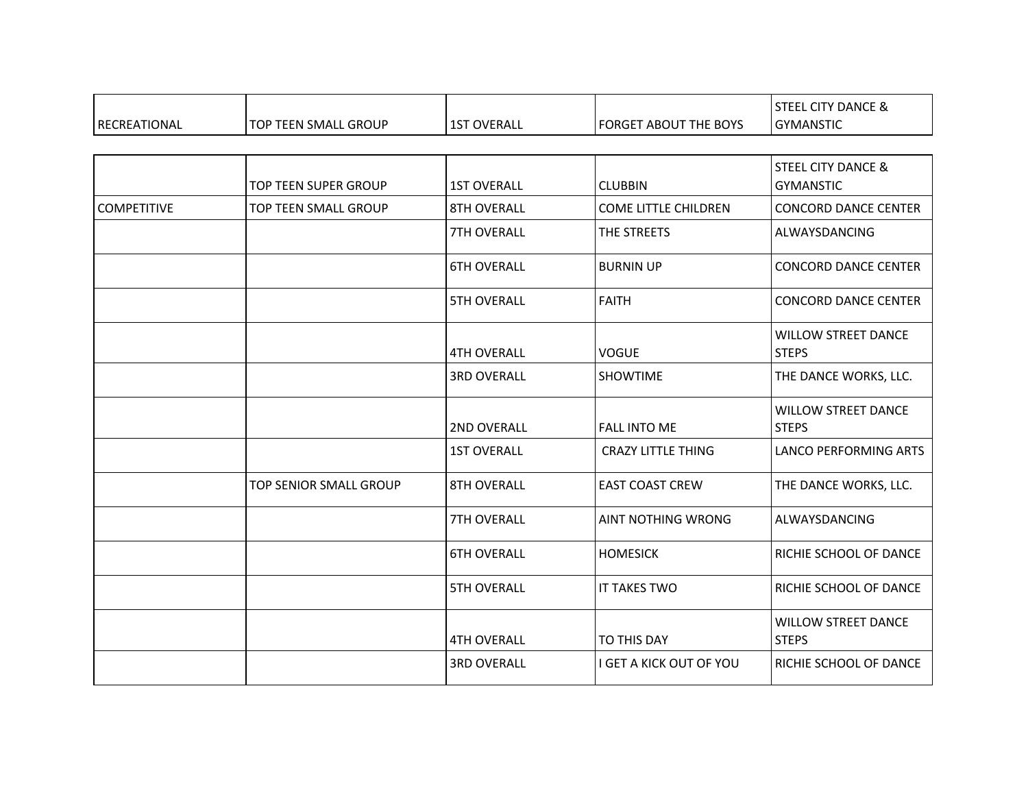| | | | | |
|---|---|---|---|---|
| RECREATIONAL | TOP TEEN SMALL GROUP | 1ST OVERALL | FORGET ABOUT THE BOYS | STEEL CITY DANCE & GYMANSTIC |
| | TOP TEEN SUPER GROUP | 1ST OVERALL | CLUBBIN | STEEL CITY DANCE & GYMANSTIC |
| COMPETITIVE | TOP TEEN SMALL GROUP | 8TH OVERALL | COME LITTLE CHILDREN | CONCORD DANCE CENTER |
| | | 7TH OVERALL | THE STREETS | ALWAYSDANCING |
| | | 6TH OVERALL | BURNIN UP | CONCORD DANCE CENTER |
| | | 5TH OVERALL | FAITH | CONCORD DANCE CENTER |
| | | 4TH OVERALL | VOGUE | WILLOW STREET DANCE STEPS |
| | | 3RD OVERALL | SHOWTIME | THE DANCE WORKS, LLC. |
| | | 2ND OVERALL | FALL INTO ME | WILLOW STREET DANCE STEPS |
| | | 1ST OVERALL | CRAZY LITTLE THING | LANCO PERFORMING ARTS |
| | TOP SENIOR SMALL GROUP | 8TH OVERALL | EAST COAST CREW | THE DANCE WORKS, LLC. |
| | | 7TH OVERALL | AINT NOTHING WRONG | ALWAYSDANCING |
| | | 6TH OVERALL | HOMESICK | RICHIE SCHOOL OF DANCE |
| | | 5TH OVERALL | IT TAKES TWO | RICHIE SCHOOL OF DANCE |
| | | 4TH OVERALL | TO THIS DAY | WILLOW STREET DANCE STEPS |
| | | 3RD OVERALL | I GET A KICK OUT OF YOU | RICHIE SCHOOL OF DANCE |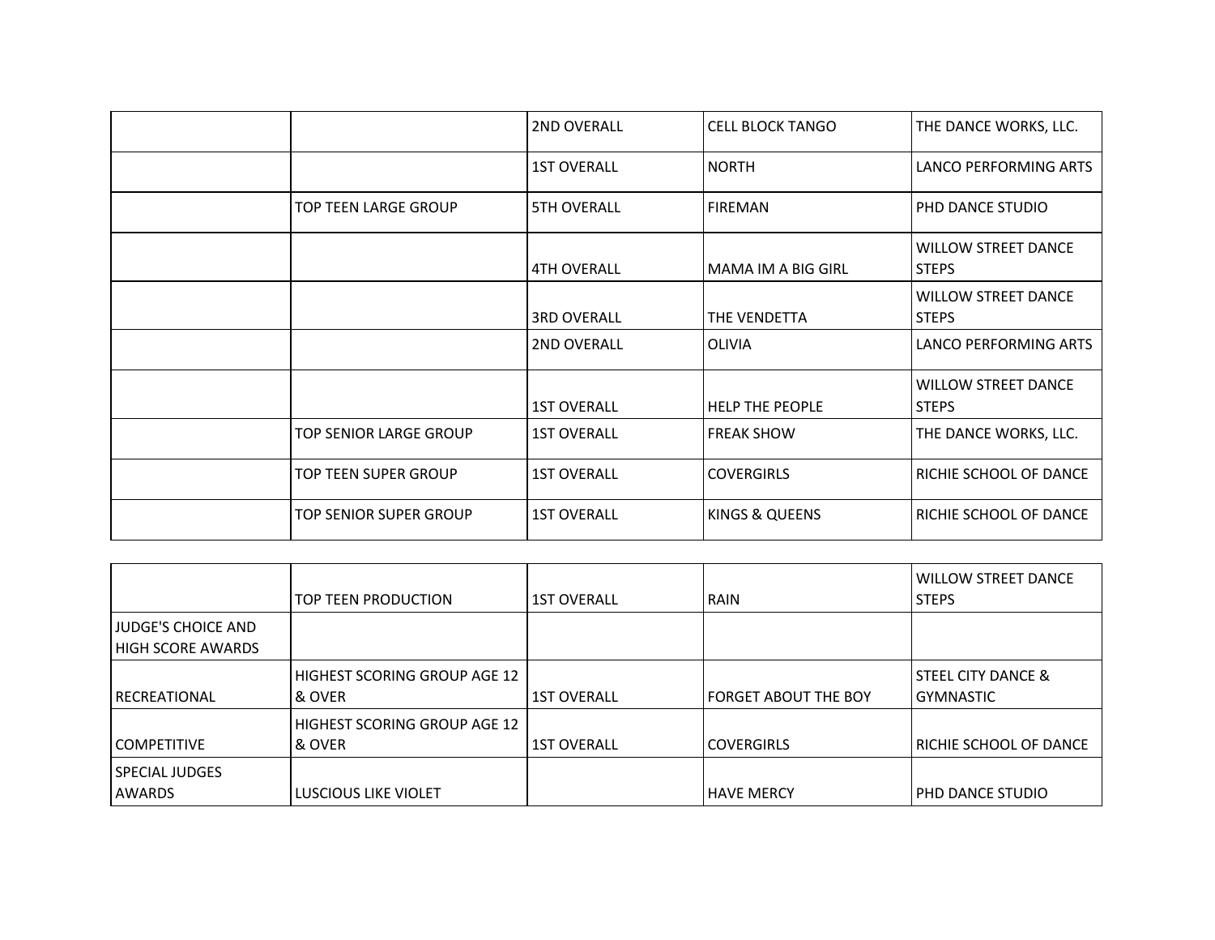| | | | | |
|---|---|---|---|---|
| | | 2ND OVERALL | CELL BLOCK TANGO | THE DANCE WORKS, LLC. |
| | | 1ST OVERALL | NORTH | LANCO PERFORMING ARTS |
| | TOP TEEN LARGE GROUP | 5TH OVERALL | FIREMAN | PHD DANCE STUDIO |
| | | 4TH OVERALL | MAMA IM A BIG GIRL | WILLOW STREET DANCE STEPS |
| | | 3RD OVERALL | THE VENDETTA | WILLOW STREET DANCE STEPS |
| | | 2ND OVERALL | OLIVIA | LANCO PERFORMING ARTS |
| | | 1ST OVERALL | HELP THE PEOPLE | WILLOW STREET DANCE STEPS |
| | TOP SENIOR LARGE GROUP | 1ST OVERALL | FREAK SHOW | THE DANCE WORKS, LLC. |
| | TOP TEEN SUPER GROUP | 1ST OVERALL | COVERGIRLS | RICHIE SCHOOL OF DANCE |
| | TOP SENIOR SUPER GROUP | 1ST OVERALL | KINGS & QUEENS | RICHIE SCHOOL OF DANCE |
| | TOP TEEN PRODUCTION | 1ST OVERALL | RAIN | WILLOW STREET DANCE STEPS |
| JUDGE'S CHOICE AND HIGH SCORE AWARDS | | | | |
| RECREATIONAL | HIGHEST SCORING GROUP AGE 12 & OVER | 1ST OVERALL | FORGET ABOUT THE BOY | STEEL CITY DANCE & GYMNASTIC |
| COMPETITIVE | HIGHEST SCORING GROUP AGE 12 & OVER | 1ST OVERALL | COVERGIRLS | RICHIE SCHOOL OF DANCE |
| SPECIAL JUDGES AWARDS | LUSCIOUS LIKE VIOLET | | HAVE MERCY | PHD DANCE STUDIO |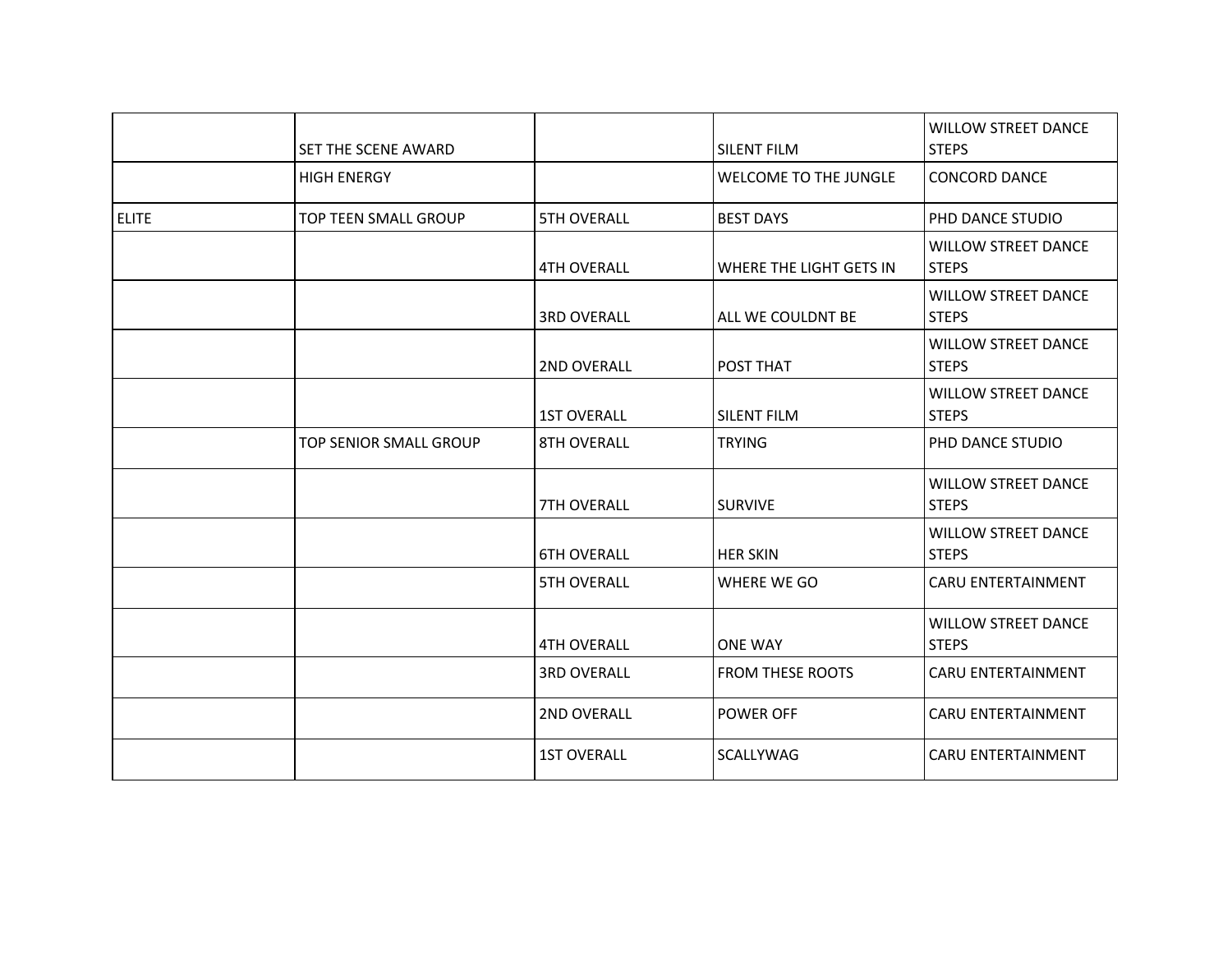| | | | | |
|---|---|---|---|---|
| | SET THE SCENE AWARD | | SILENT FILM | WILLOW STREET DANCE STEPS |
| | HIGH ENERGY | | WELCOME TO THE JUNGLE | CONCORD DANCE |
| ELITE | TOP TEEN SMALL GROUP | 5TH OVERALL | BEST DAYS | PHD DANCE STUDIO |
| | | 4TH OVERALL | WHERE THE LIGHT GETS IN | WILLOW STREET DANCE STEPS |
| | | 3RD OVERALL | ALL WE COULDNT BE | WILLOW STREET DANCE STEPS |
| | | 2ND OVERALL | POST THAT | WILLOW STREET DANCE STEPS |
| | | 1ST OVERALL | SILENT FILM | WILLOW STREET DANCE STEPS |
| | TOP SENIOR SMALL GROUP | 8TH OVERALL | TRYING | PHD DANCE STUDIO |
| | | 7TH OVERALL | SURVIVE | WILLOW STREET DANCE STEPS |
| | | 6TH OVERALL | HER SKIN | WILLOW STREET DANCE STEPS |
| | | 5TH OVERALL | WHERE WE GO | CARU ENTERTAINMENT |
| | | 4TH OVERALL | ONE WAY | WILLOW STREET DANCE STEPS |
| | | 3RD OVERALL | FROM THESE ROOTS | CARU ENTERTAINMENT |
| | | 2ND OVERALL | POWER OFF | CARU ENTERTAINMENT |
| | | 1ST OVERALL | SCALLYWAG | CARU ENTERTAINMENT |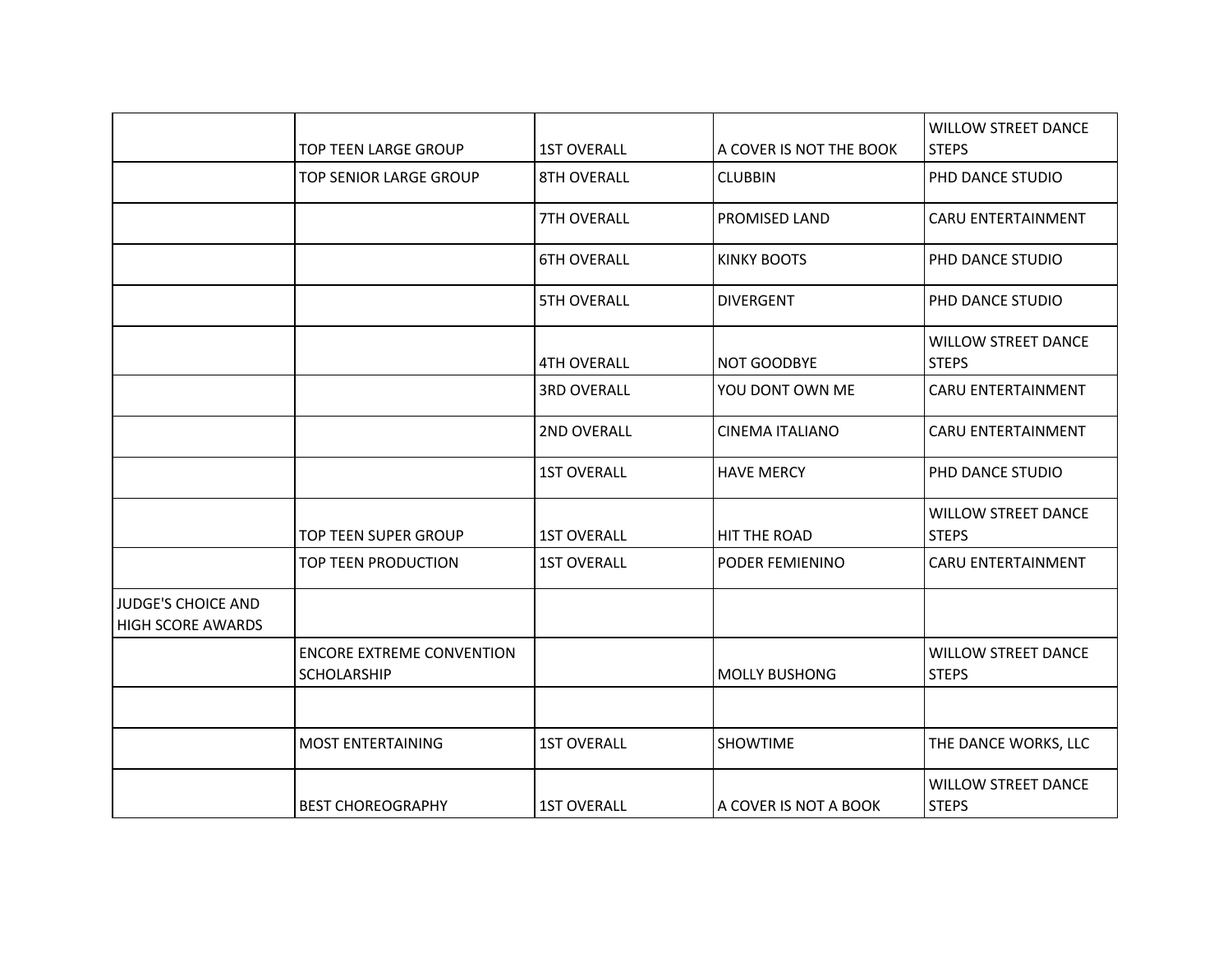| | | | | |
|---|---|---|---|---|
| | TOP TEEN LARGE GROUP | 1ST OVERALL | A COVER IS NOT THE BOOK | WILLOW STREET DANCE STEPS |
| | TOP SENIOR LARGE GROUP | 8TH OVERALL | CLUBBIN | PHD DANCE STUDIO |
| | | 7TH OVERALL | PROMISED LAND | CARU ENTERTAINMENT |
| | | 6TH OVERALL | KINKY BOOTS | PHD DANCE STUDIO |
| | | 5TH OVERALL | DIVERGENT | PHD DANCE STUDIO |
| | | 4TH OVERALL | NOT GOODBYE | WILLOW STREET DANCE STEPS |
| | | 3RD OVERALL | YOU DONT OWN ME | CARU ENTERTAINMENT |
| | | 2ND OVERALL | CINEMA ITALIANO | CARU ENTERTAINMENT |
| | | 1ST OVERALL | HAVE MERCY | PHD DANCE STUDIO |
| | TOP TEEN SUPER GROUP | 1ST OVERALL | HIT THE ROAD | WILLOW STREET DANCE STEPS |
| | TOP TEEN PRODUCTION | 1ST OVERALL | PODER FEMIENINO | CARU ENTERTAINMENT |
| JUDGE'S CHOICE AND HIGH SCORE AWARDS | | | | |
| | ENCORE EXTREME CONVENTION SCHOLARSHIP | | MOLLY BUSHONG | WILLOW STREET DANCE STEPS |
| | | | | |
| | MOST ENTERTAINING | 1ST OVERALL | SHOWTIME | THE DANCE WORKS, LLC |
| | BEST CHOREOGRAPHY | 1ST OVERALL | A COVER IS NOT A BOOK | WILLOW STREET DANCE STEPS |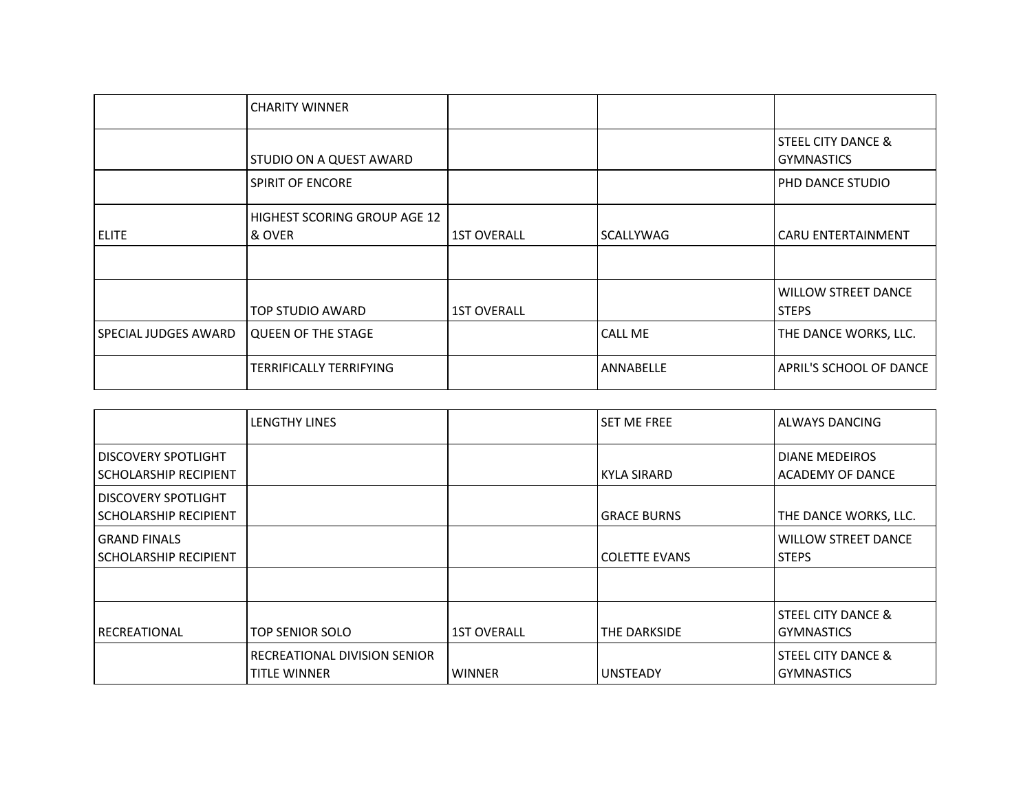| | | | | |
|---|---|---|---|---|
| | CHARITY WINNER | | | |
| | STUDIO ON A QUEST AWARD | | | STEEL CITY DANCE & GYMNASTICS |
| | SPIRIT OF ENCORE | | | PHD DANCE STUDIO |
| ELITE | HIGHEST SCORING GROUP AGE 12 & OVER | 1ST OVERALL | SCALLYWAG | CARU ENTERTAINMENT |
| | | | | |
| | TOP STUDIO AWARD | 1ST OVERALL | | WILLOW STREET DANCE STEPS |
| SPECIAL JUDGES AWARD | QUEEN OF THE STAGE | | CALL ME | THE DANCE WORKS, LLC. |
| | TERRIFICALLY TERRIFYING | | ANNABELLE | APRIL'S SCHOOL OF DANCE |

| | | | | |
|---|---|---|---|---|
| | LENGTHY LINES | | SET ME FREE | ALWAYS DANCING |
| DISCOVERY SPOTLIGHT SCHOLARSHIP RECIPIENT | | | KYLA SIRARD | DIANE MEDEIROS ACADEMY OF DANCE |
| DISCOVERY SPOTLIGHT SCHOLARSHIP RECIPIENT | | | GRACE BURNS | THE DANCE WORKS, LLC. |
| GRAND FINALS SCHOLARSHIP RECIPIENT | | | COLETTE EVANS | WILLOW STREET DANCE STEPS |
| | | | | |
| RECREATIONAL | TOP SENIOR SOLO | 1ST OVERALL | THE DARKSIDE | STEEL CITY DANCE & GYMNASTICS |
| | RECREATIONAL DIVISION SENIOR TITLE WINNER | WINNER | UNSTEADY | STEEL CITY DANCE & GYMNASTICS |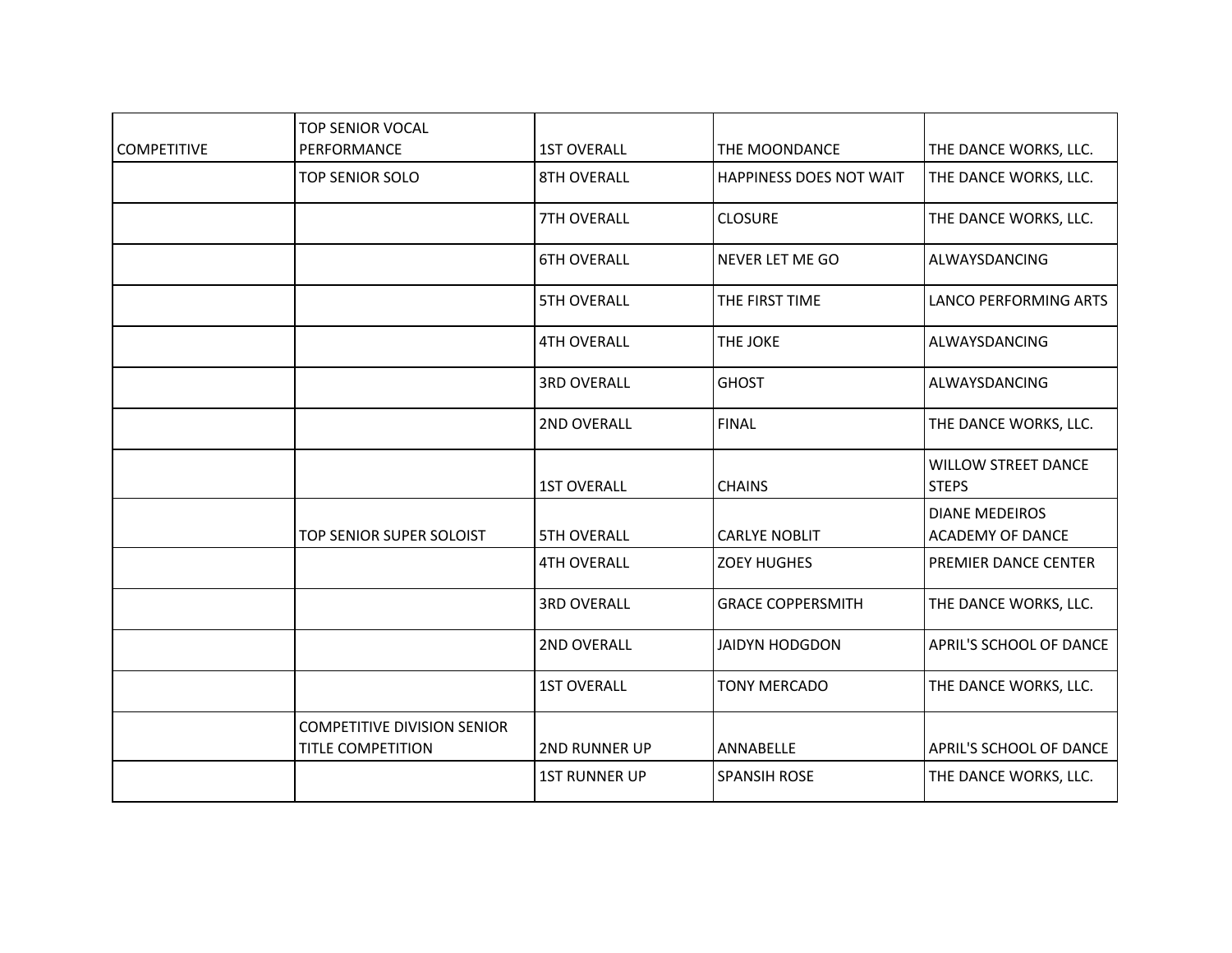| COMPETITIVE | TOP SENIOR VOCAL PERFORMANCE | 1ST OVERALL | THE MOONDANCE | THE DANCE WORKS, LLC. |
|---|---|---|---|---|
| | TOP SENIOR SOLO | 8TH OVERALL | HAPPINESS DOES NOT WAIT | THE DANCE WORKS, LLC. |
| | | 7TH OVERALL | CLOSURE | THE DANCE WORKS, LLC. |
| | | 6TH OVERALL | NEVER LET ME GO | ALWAYSDANCING |
| | | 5TH OVERALL | THE FIRST TIME | LANCO PERFORMING ARTS |
| | | 4TH OVERALL | THE JOKE | ALWAYSDANCING |
| | | 3RD OVERALL | GHOST | ALWAYSDANCING |
| | | 2ND OVERALL | FINAL | THE DANCE WORKS, LLC. |
| | | 1ST OVERALL | CHAINS | WILLOW STREET DANCE STEPS |
| | TOP SENIOR SUPER SOLOIST | 5TH OVERALL | CARLYE NOBLIT | DIANE MEDEIROS ACADEMY OF DANCE |
| | | 4TH OVERALL | ZOEY HUGHES | PREMIER DANCE CENTER |
| | | 3RD OVERALL | GRACE COPPERSMITH | THE DANCE WORKS, LLC. |
| | | 2ND OVERALL | JAIDYN HODGDON | APRIL'S SCHOOL OF DANCE |
| | | 1ST OVERALL | TONY MERCADO | THE DANCE WORKS, LLC. |
| | COMPETITIVE DIVISION SENIOR TITLE COMPETITION | 2ND RUNNER UP | ANNABELLE | APRIL'S SCHOOL OF DANCE |
| | | 1ST RUNNER UP | SPANSIH ROSE | THE DANCE WORKS, LLC. |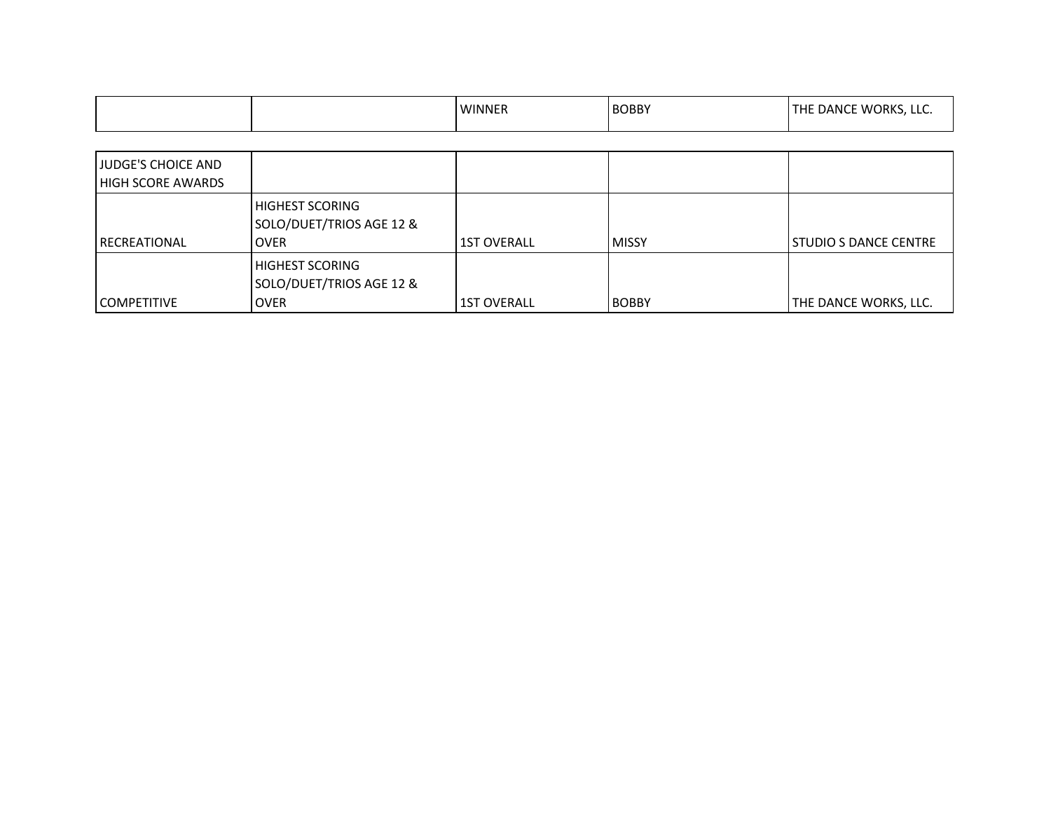| | | WINNER | BOBBY | THE DANCE WORKS, LLC. |
|---|---|---|---|---|

| JUDGE'S CHOICE AND HIGH SCORE AWARDS | | | | |
|---|---|---|---|---|
| RECREATIONAL | HIGHEST SCORING SOLO/DUET/TRIOS AGE 12 & OVER | 1ST OVERALL | MISSY | STUDIO S DANCE CENTRE |
| COMPETITIVE | HIGHEST SCORING SOLO/DUET/TRIOS AGE 12 & OVER | 1ST OVERALL | BOBBY | THE DANCE WORKS, LLC. |